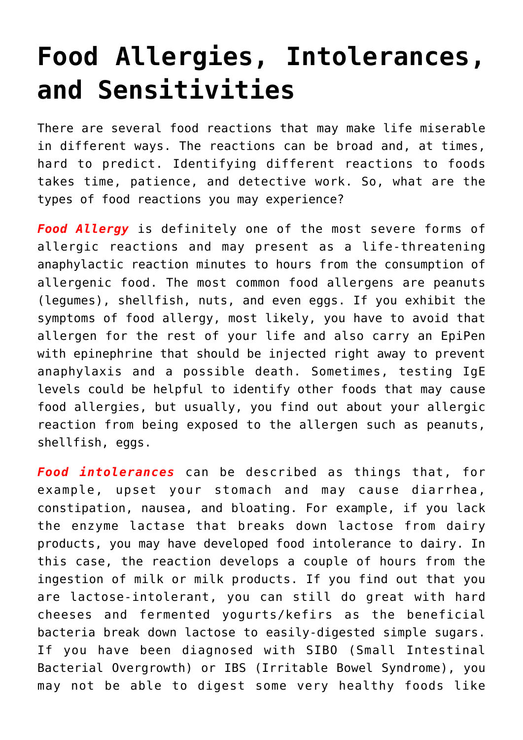# Food Allergies, Intolerances, and Sensitivities

There are several food reactions that may make life miserable in different ways. The reactions can be broad and, at times, hard to predict. Identifying different reactions to foods takes time, patience, and detective work. So, what are the types of food reactions you may experience?

***Food Allergy*** is definitely one of the most severe forms of allergic reactions and may present as a life-threatening anaphylactic reaction minutes to hours from the consumption of allergenic food. The most common food allergens are peanuts (legumes), shellfish, nuts, and even eggs. If you exhibit the symptoms of food allergy, most likely, you have to avoid that allergen for the rest of your life and also carry an EpiPen with epinephrine that should be injected right away to prevent anaphylaxis and a possible death. Sometimes, testing IgE levels could be helpful to identify other foods that may cause food allergies, but usually, you find out about your allergic reaction from being exposed to the allergen such as peanuts, shellfish, eggs.

***Food intolerances*** can be described as things that, for example, upset your stomach and may cause diarrhea, constipation, nausea, and bloating. For example, if you lack the enzyme lactase that breaks down lactose from dairy products, you may have developed food intolerance to dairy. In this case, the reaction develops a couple of hours from the ingestion of milk or milk products. If you find out that you are lactose-intolerant, you can still do great with hard cheeses and fermented yogurts/kefirs as the beneficial bacteria break down lactose to easily-digested simple sugars. If you have been diagnosed with SIBO (Small Intestinal Bacterial Overgrowth) or IBS (Irritable Bowel Syndrome), you may not be able to digest some very healthy foods like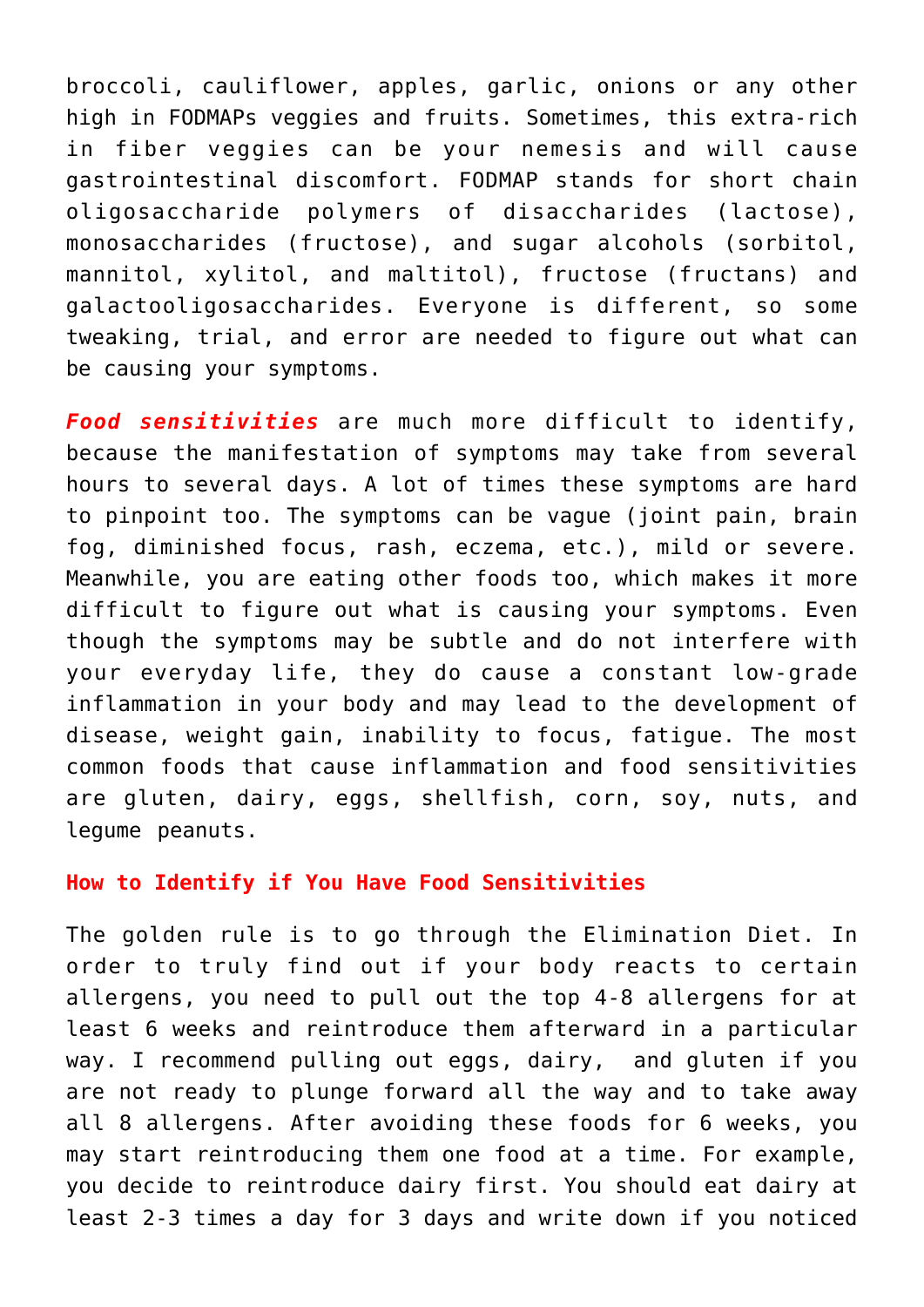broccoli, cauliflower, apples, garlic, onions or any other high in FODMAPs veggies and fruits. Sometimes, this extra-rich in fiber veggies can be your nemesis and will cause gastrointestinal discomfort. FODMAP stands for short chain oligosaccharide polymers of disaccharides (lactose), monosaccharides (fructose), and sugar alcohols (sorbitol, mannitol, xylitol, and maltitol), fructose (fructans) and galactooligosaccharides. Everyone is different, so some tweaking, trial, and error are needed to figure out what can be causing your symptoms.

***Food sensitivities*** are much more difficult to identify, because the manifestation of symptoms may take from several hours to several days. A lot of times these symptoms are hard to pinpoint too. The symptoms can be vague (joint pain, brain fog, diminished focus, rash, eczema, etc.), mild or severe. Meanwhile, you are eating other foods too, which makes it more difficult to figure out what is causing your symptoms. Even though the symptoms may be subtle and do not interfere with your everyday life, they do cause a constant low-grade inflammation in your body and may lead to the development of disease, weight gain, inability to focus, fatigue. The most common foods that cause inflammation and food sensitivities are gluten, dairy, eggs, shellfish, corn, soy, nuts, and legume peanuts.

### How to Identify if You Have Food Sensitivities

The golden rule is to go through the Elimination Diet. In order to truly find out if your body reacts to certain allergens, you need to pull out the top 4-8 allergens for at least 6 weeks and reintroduce them afterward in a particular way. I recommend pulling out eggs, dairy, and gluten if you are not ready to plunge forward all the way and to take away all 8 allergens. After avoiding these foods for 6 weeks, you may start reintroducing them one food at a time. For example, you decide to reintroduce dairy first. You should eat dairy at least 2-3 times a day for 3 days and write down if you noticed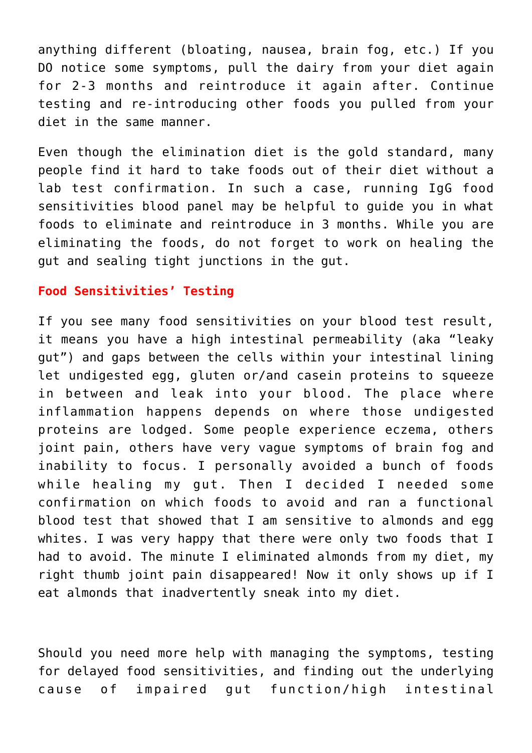anything different (bloating, nausea, brain fog, etc.) If you DO notice some symptoms, pull the dairy from your diet again for 2-3 months and reintroduce it again after. Continue testing and re-introducing other foods you pulled from your diet in the same manner.

Even though the elimination diet is the gold standard, many people find it hard to take foods out of their diet without a lab test confirmation. In such a case, running IgG food sensitivities blood panel may be helpful to guide you in what foods to eliminate and reintroduce in 3 months. While you are eliminating the foods, do not forget to work on healing the gut and sealing tight junctions in the gut.

**Food Sensitivities' Testing**

If you see many food sensitivities on your blood test result, it means you have a high intestinal permeability (aka "leaky gut") and gaps between the cells within your intestinal lining let undigested egg, gluten or/and casein proteins to squeeze in between and leak into your blood. The place where inflammation happens depends on where those undigested proteins are lodged. Some people experience eczema, others joint pain, others have very vague symptoms of brain fog and inability to focus. I personally avoided a bunch of foods while healing my gut. Then I decided I needed some confirmation on which foods to avoid and ran a functional blood test that showed that I am sensitive to almonds and egg whites. I was very happy that there were only two foods that I had to avoid. The minute I eliminated almonds from my diet, my right thumb joint pain disappeared! Now it only shows up if I eat almonds that inadvertently sneak into my diet.

Should you need more help with managing the symptoms, testing for delayed food sensitivities, and finding out the underlying cause of impaired gut function/high intestinal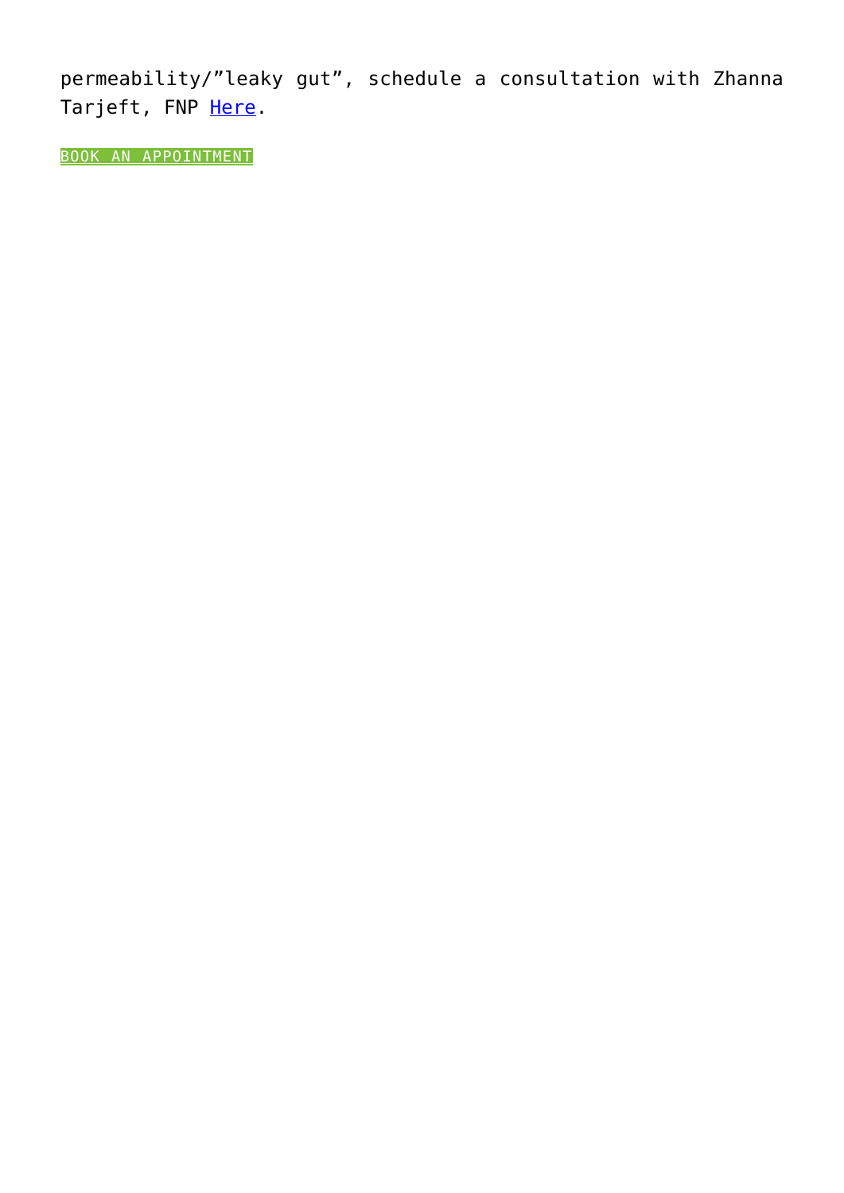permeability/"leaky gut", schedule a consultation with Zhanna Tarjeft, FNP Here.

BOOK AN APPOINTMENT